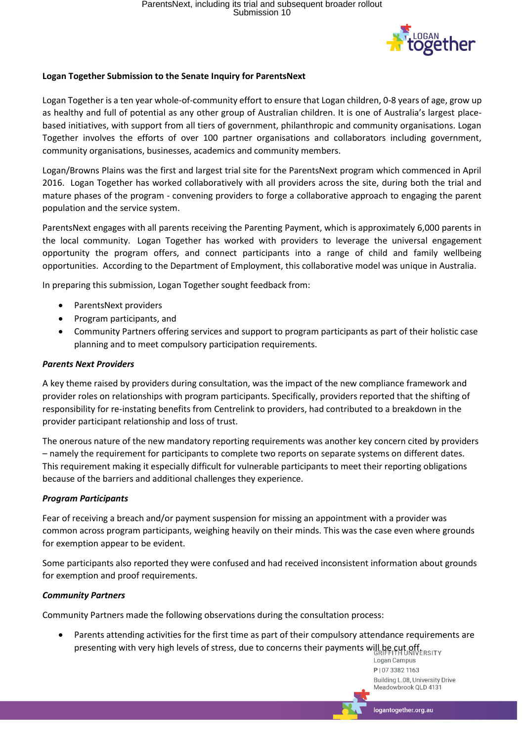**Logan Together Submission to the Senate Inquiry for ParentsNext**

Logan Together is a ten year whole-of-community effort to ensure that Logan children, 0-8 years of age, grow up as healthy and full of potential as any other group of Australian children. It is one of Australia's largest place-based initiatives, with support from all tiers of government, philanthropic and community organisations. Logan Together involves the efforts of over 100 partner organisations and collaborators including government, community organisations, businesses, academics and community members.

Logan/Browns Plains was the first and largest trial site for the ParentsNext program which commenced in April 2016. Logan Together has worked collaboratively with all providers across the site, during both the trial and mature phases of the program - convening providers to forge a collaborative approach to engaging the parent population and the service system.

ParentsNext engages with all parents receiving the Parenting Payment, which is approximately 6,000 parents in the local community. Logan Together has worked with providers to leverage the universal engagement opportunity the program offers, and connect participants into a range of child and family wellbeing opportunities. According to the Department of Employment, this collaborative model was unique in Australia.

In preparing this submission, Logan Together sought feedback from:

- ParentsNext providers
- Program participants, and
- Community Partners offering services and support to program participants as part of their holistic case planning and to meet compulsory participation requirements.

***Parents Next Providers***

A key theme raised by providers during consultation, was the impact of the new compliance framework and provider roles on relationships with program participants. Specifically, providers reported that the shifting of responsibility for re-instating benefits from Centrelink to providers, had contributed to a breakdown in the provider participant relationship and loss of trust.

The onerous nature of the new mandatory reporting requirements was another key concern cited by providers – namely the requirement for participants to complete two reports on separate systems on different dates. This requirement making it especially difficult for vulnerable participants to meet their reporting obligations because of the barriers and additional challenges they experience.

***Program Participants***

Fear of receiving a breach and/or payment suspension for missing an appointment with a provider was common across program participants, weighing heavily on their minds. This was the case even where grounds for exemption appear to be evident.

Some participants also reported they were confused and had received inconsistent information about grounds for exemption and proof requirements.

***Community Partners***

Community Partners made the following observations during the consultation process:

- Parents attending activities for the first time as part of their compulsory attendance requirements are presenting with very high levels of stress, due to concerns their payments will be cut off.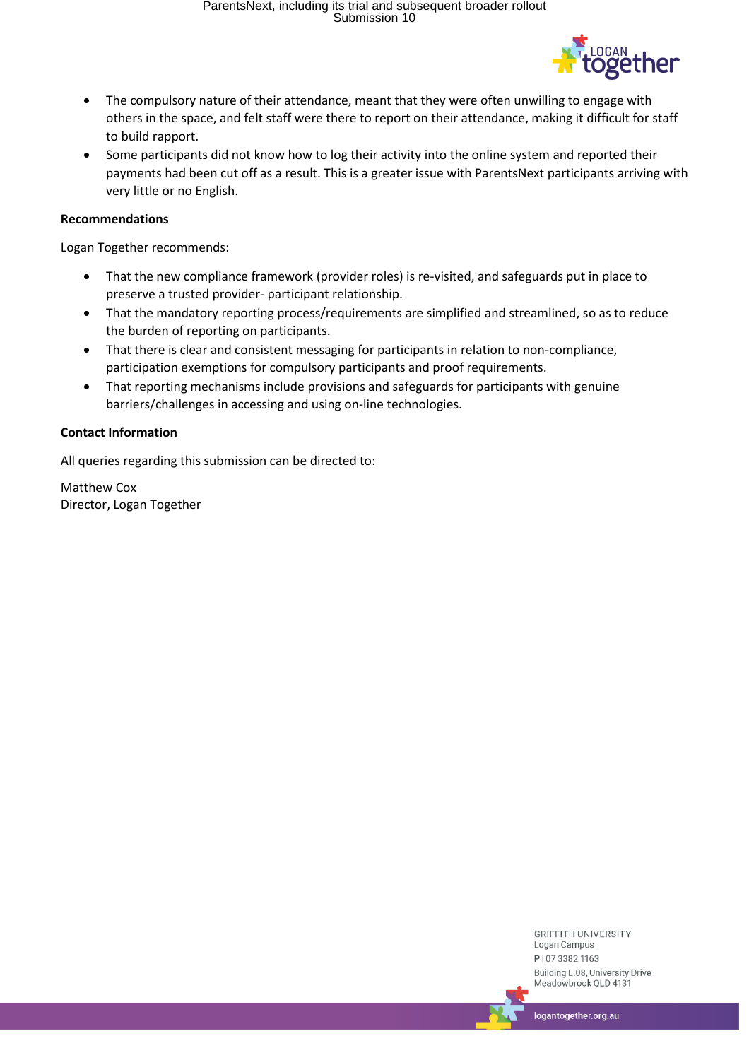- The compulsory nature of their attendance, meant that they were often unwilling to engage with others in the space, and felt staff were there to report on their attendance, making it difficult for staff to build rapport.
- Some participants did not know how to log their activity into the online system and reported their payments had been cut off as a result. This is a greater issue with ParentsNext participants arriving with very little or no English.

**Recommendations**

Logan Together recommends:

- That the new compliance framework (provider roles) is re-visited, and safeguards put in place to preserve a trusted provider- participant relationship.
- That the mandatory reporting process/requirements are simplified and streamlined, so as to reduce the burden of reporting on participants.
- That there is clear and consistent messaging for participants in relation to non-compliance, participation exemptions for compulsory participants and proof requirements.
- That reporting mechanisms include provisions and safeguards for participants with genuine barriers/challenges in accessing and using on-line technologies.

**Contact Information**

All queries regarding this submission can be directed to:

Matthew Cox
Director, Logan Together

GRIFFITH UNIVERSITY
Logan Campus
P | 07 3382 1163
Building L.08, University Drive
Meadowbrook QLD 4131

logantogether.org.au